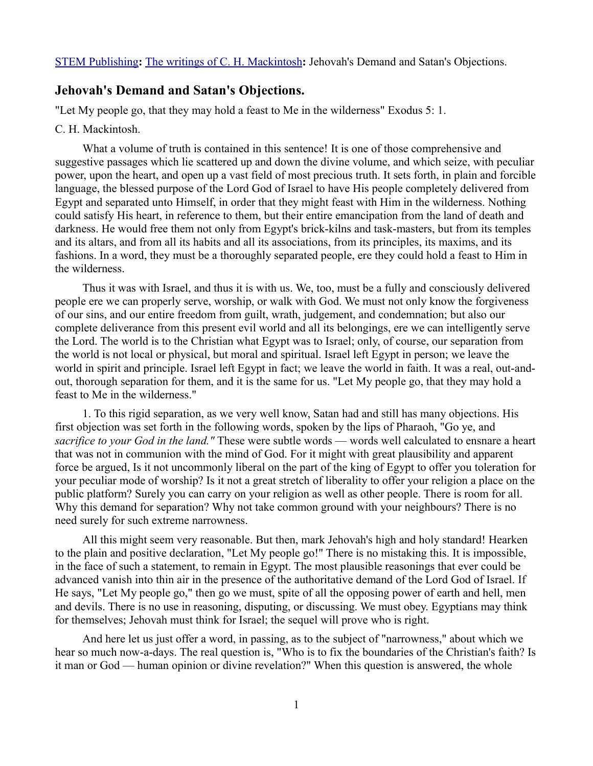STEM Publishing**:** The writings of C. H. Mackintosh**:** Jehovah's Demand and Satan's Objections.

## Jehovah's Demand and Satan's Objections.

"Let My people go, that they may hold a feast to Me in the wilderness" Exodus 5: 1.

C. H. Mackintosh.

What a volume of truth is contained in this sentence! It is one of those comprehensive and suggestive passages which lie scattered up and down the divine volume, and which seize, with peculiar power, upon the heart, and open up a vast field of most precious truth. It sets forth, in plain and forcible language, the blessed purpose of the Lord God of Israel to have His people completely delivered from Egypt and separated unto Himself, in order that they might feast with Him in the wilderness. Nothing could satisfy His heart, in reference to them, but their entire emancipation from the land of death and darkness. He would free them not only from Egypt's brick-kilns and task-masters, but from its temples and its altars, and from all its habits and all its associations, from its principles, its maxims, and its fashions. In a word, they must be a thoroughly separated people, ere they could hold a feast to Him in the wilderness.

Thus it was with Israel, and thus it is with us. We, too, must be a fully and consciously delivered people ere we can properly serve, worship, or walk with God. We must not only know the forgiveness of our sins, and our entire freedom from guilt, wrath, judgement, and condemnation; but also our complete deliverance from this present evil world and all its belongings, ere we can intelligently serve the Lord. The world is to the Christian what Egypt was to Israel; only, of course, our separation from the world is not local or physical, but moral and spiritual. Israel left Egypt in person; we leave the world in spirit and principle. Israel left Egypt in fact; we leave the world in faith. It was a real, out-and-out, thorough separation for them, and it is the same for us. "Let My people go, that they may hold a feast to Me in the wilderness."

1. To this rigid separation, as we very well know, Satan had and still has many objections. His first objection was set forth in the following words, spoken by the lips of Pharaoh, "Go ye, and *sacrifice to your God in the land."* These were subtle words — words well calculated to ensnare a heart that was not in communion with the mind of God. For it might with great plausibility and apparent force be argued, Is it not uncommonly liberal on the part of the king of Egypt to offer you toleration for your peculiar mode of worship? Is it not a great stretch of liberality to offer your religion a place on the public platform? Surely you can carry on your religion as well as other people. There is room for all. Why this demand for separation? Why not take common ground with your neighbours? There is no need surely for such extreme narrowness.

All this might seem very reasonable. But then, mark Jehovah's high and holy standard! Hearken to the plain and positive declaration, "Let My people go!" There is no mistaking this. It is impossible, in the face of such a statement, to remain in Egypt. The most plausible reasonings that ever could be advanced vanish into thin air in the presence of the authoritative demand of the Lord God of Israel. If He says, "Let My people go," then go we must, spite of all the opposing power of earth and hell, men and devils. There is no use in reasoning, disputing, or discussing. We must obey. Egyptians may think for themselves; Jehovah must think for Israel; the sequel will prove who is right.

And here let us just offer a word, in passing, as to the subject of "narrowness," about which we hear so much now-a-days. The real question is, "Who is to fix the boundaries of the Christian's faith? Is it man or God — human opinion or divine revelation?" When this question is answered, the whole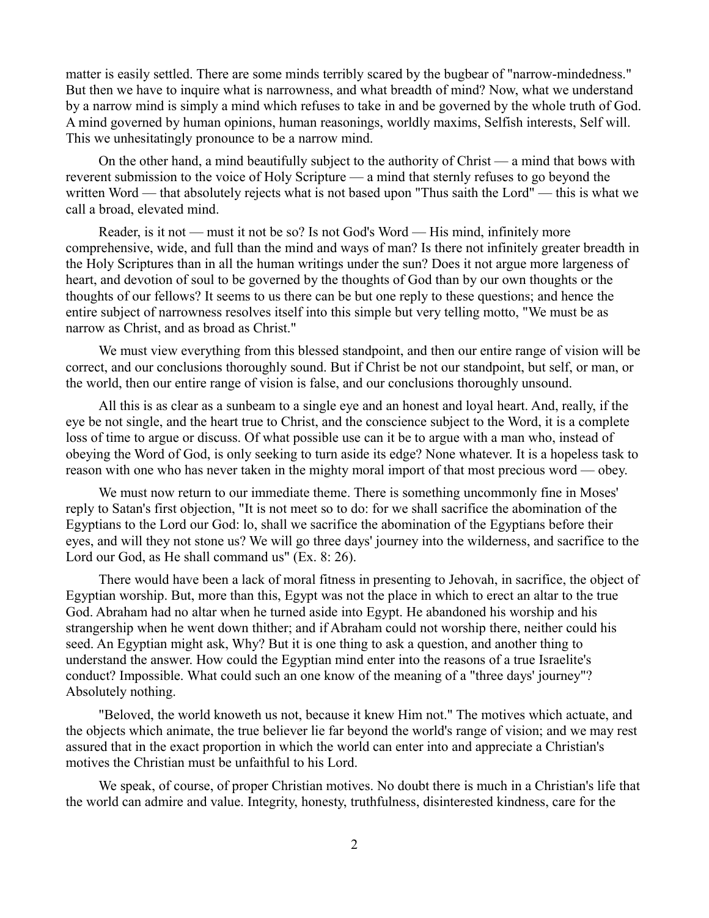matter is easily settled. There are some minds terribly scared by the bugbear of "narrow-mindedness." But then we have to inquire what is narrowness, and what breadth of mind? Now, what we understand by a narrow mind is simply a mind which refuses to take in and be governed by the whole truth of God. A mind governed by human opinions, human reasonings, worldly maxims, Selfish interests, Self will. This we unhesitatingly pronounce to be a narrow mind.

On the other hand, a mind beautifully subject to the authority of Christ — a mind that bows with reverent submission to the voice of Holy Scripture — a mind that sternly refuses to go beyond the written Word — that absolutely rejects what is not based upon "Thus saith the Lord" — this is what we call a broad, elevated mind.

Reader, is it not — must it not be so? Is not God's Word — His mind, infinitely more comprehensive, wide, and full than the mind and ways of man? Is there not infinitely greater breadth in the Holy Scriptures than in all the human writings under the sun? Does it not argue more largeness of heart, and devotion of soul to be governed by the thoughts of God than by our own thoughts or the thoughts of our fellows? It seems to us there can be but one reply to these questions; and hence the entire subject of narrowness resolves itself into this simple but very telling motto, "We must be as narrow as Christ, and as broad as Christ."

We must view everything from this blessed standpoint, and then our entire range of vision will be correct, and our conclusions thoroughly sound. But if Christ be not our standpoint, but self, or man, or the world, then our entire range of vision is false, and our conclusions thoroughly unsound.

All this is as clear as a sunbeam to a single eye and an honest and loyal heart. And, really, if the eye be not single, and the heart true to Christ, and the conscience subject to the Word, it is a complete loss of time to argue or discuss. Of what possible use can it be to argue with a man who, instead of obeying the Word of God, is only seeking to turn aside its edge? None whatever. It is a hopeless task to reason with one who has never taken in the mighty moral import of that most precious word — obey.

We must now return to our immediate theme. There is something uncommonly fine in Moses' reply to Satan's first objection, "It is not meet so to do: for we shall sacrifice the abomination of the Egyptians to the Lord our God: lo, shall we sacrifice the abomination of the Egyptians before their eyes, and will they not stone us? We will go three days' journey into the wilderness, and sacrifice to the Lord our God, as He shall command us" (Ex. 8: 26).

There would have been a lack of moral fitness in presenting to Jehovah, in sacrifice, the object of Egyptian worship. But, more than this, Egypt was not the place in which to erect an altar to the true God. Abraham had no altar when he turned aside into Egypt. He abandoned his worship and his strangership when he went down thither; and if Abraham could not worship there, neither could his seed. An Egyptian might ask, Why? But it is one thing to ask a question, and another thing to understand the answer. How could the Egyptian mind enter into the reasons of a true Israelite's conduct? Impossible. What could such an one know of the meaning of a "three days' journey"? Absolutely nothing.

"Beloved, the world knoweth us not, because it knew Him not." The motives which actuate, and the objects which animate, the true believer lie far beyond the world's range of vision; and we may rest assured that in the exact proportion in which the world can enter into and appreciate a Christian's motives the Christian must be unfaithful to his Lord.

We speak, of course, of proper Christian motives. No doubt there is much in a Christian's life that the world can admire and value. Integrity, honesty, truthfulness, disinterested kindness, care for the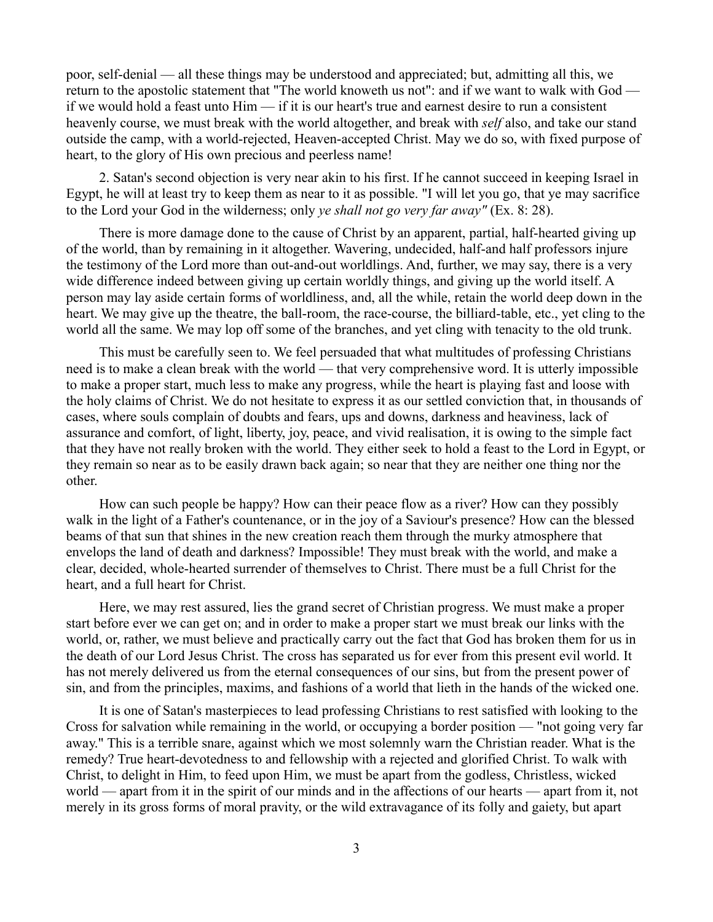poor, self-denial — all these things may be understood and appreciated; but, admitting all this, we return to the apostolic statement that "The world knoweth us not": and if we want to walk with God — if we would hold a feast unto Him — if it is our heart's true and earnest desire to run a consistent heavenly course, we must break with the world altogether, and break with *self* also, and take our stand outside the camp, with a world-rejected, Heaven-accepted Christ. May we do so, with fixed purpose of heart, to the glory of His own precious and peerless name!

2. Satan's second objection is very near akin to his first. If he cannot succeed in keeping Israel in Egypt, he will at least try to keep them as near to it as possible. "I will let you go, that ye may sacrifice to the Lord your God in the wilderness; only *ye shall not go very far away"* (Ex. 8: 28).

There is more damage done to the cause of Christ by an apparent, partial, half-hearted giving up of the world, than by remaining in it altogether. Wavering, undecided, half-and half professors injure the testimony of the Lord more than out-and-out worldlings. And, further, we may say, there is a very wide difference indeed between giving up certain worldly things, and giving up the world itself. A person may lay aside certain forms of worldliness, and, all the while, retain the world deep down in the heart. We may give up the theatre, the ball-room, the race-course, the billiard-table, etc., yet cling to the world all the same. We may lop off some of the branches, and yet cling with tenacity to the old trunk.

This must be carefully seen to. We feel persuaded that what multitudes of professing Christians need is to make a clean break with the world — that very comprehensive word. It is utterly impossible to make a proper start, much less to make any progress, while the heart is playing fast and loose with the holy claims of Christ. We do not hesitate to express it as our settled conviction that, in thousands of cases, where souls complain of doubts and fears, ups and downs, darkness and heaviness, lack of assurance and comfort, of light, liberty, joy, peace, and vivid realisation, it is owing to the simple fact that they have not really broken with the world. They either seek to hold a feast to the Lord in Egypt, or they remain so near as to be easily drawn back again; so near that they are neither one thing nor the other.

How can such people be happy? How can their peace flow as a river? How can they possibly walk in the light of a Father's countenance, or in the joy of a Saviour's presence? How can the blessed beams of that sun that shines in the new creation reach them through the murky atmosphere that envelops the land of death and darkness? Impossible! They must break with the world, and make a clear, decided, whole-hearted surrender of themselves to Christ. There must be a full Christ for the heart, and a full heart for Christ.

Here, we may rest assured, lies the grand secret of Christian progress. We must make a proper start before ever we can get on; and in order to make a proper start we must break our links with the world, or, rather, we must believe and practically carry out the fact that God has broken them for us in the death of our Lord Jesus Christ. The cross has separated us for ever from this present evil world. It has not merely delivered us from the eternal consequences of our sins, but from the present power of sin, and from the principles, maxims, and fashions of a world that lieth in the hands of the wicked one.

It is one of Satan's masterpieces to lead professing Christians to rest satisfied with looking to the Cross for salvation while remaining in the world, or occupying a border position — "not going very far away." This is a terrible snare, against which we most solemnly warn the Christian reader. What is the remedy? True heart-devotedness to and fellowship with a rejected and glorified Christ. To walk with Christ, to delight in Him, to feed upon Him, we must be apart from the godless, Christless, wicked world — apart from it in the spirit of our minds and in the affections of our hearts — apart from it, not merely in its gross forms of moral pravity, or the wild extravagance of its folly and gaiety, but apart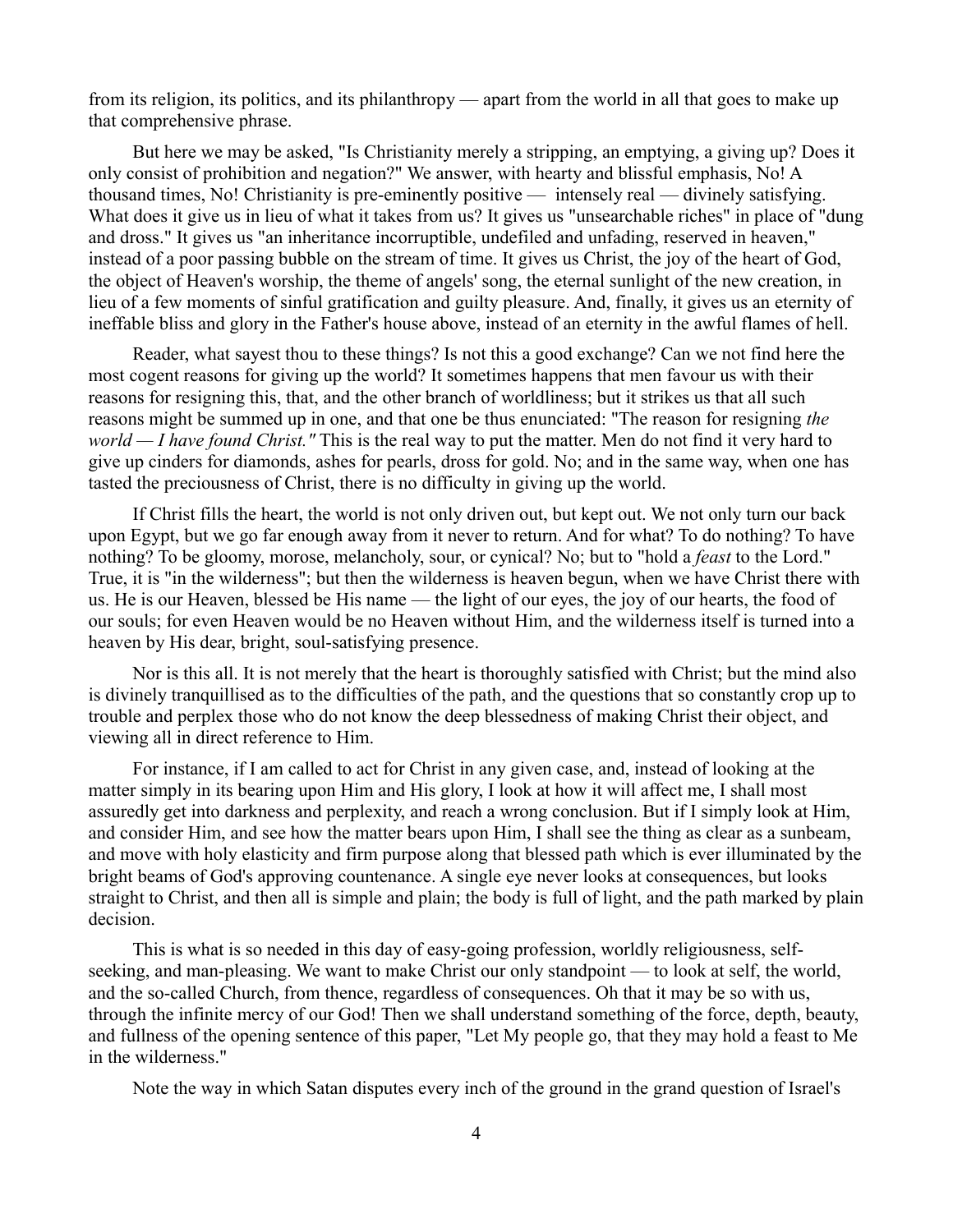from its religion, its politics, and its philanthropy — apart from the world in all that goes to make up that comprehensive phrase.

But here we may be asked, "Is Christianity merely a stripping, an emptying, a giving up? Does it only consist of prohibition and negation?" We answer, with hearty and blissful emphasis, No! A thousand times, No! Christianity is pre-eminently positive — intensely real — divinely satisfying. What does it give us in lieu of what it takes from us? It gives us "unsearchable riches" in place of "dung and dross." It gives us "an inheritance incorruptible, undefiled and unfading, reserved in heaven," instead of a poor passing bubble on the stream of time. It gives us Christ, the joy of the heart of God, the object of Heaven's worship, the theme of angels' song, the eternal sunlight of the new creation, in lieu of a few moments of sinful gratification and guilty pleasure. And, finally, it gives us an eternity of ineffable bliss and glory in the Father's house above, instead of an eternity in the awful flames of hell.

Reader, what sayest thou to these things? Is not this a good exchange? Can we not find here the most cogent reasons for giving up the world? It sometimes happens that men favour us with their reasons for resigning this, that, and the other branch of worldliness; but it strikes us that all such reasons might be summed up in one, and that one be thus enunciated: "The reason for resigning *the world — I have found Christ."* This is the real way to put the matter. Men do not find it very hard to give up cinders for diamonds, ashes for pearls, dross for gold. No; and in the same way, when one has tasted the preciousness of Christ, there is no difficulty in giving up the world.

If Christ fills the heart, the world is not only driven out, but kept out. We not only turn our back upon Egypt, but we go far enough away from it never to return. And for what? To do nothing? To have nothing? To be gloomy, morose, melancholy, sour, or cynical? No; but to "hold a *feast* to the Lord." True, it is "in the wilderness"; but then the wilderness is heaven begun, when we have Christ there with us. He is our Heaven, blessed be His name — the light of our eyes, the joy of our hearts, the food of our souls; for even Heaven would be no Heaven without Him, and the wilderness itself is turned into a heaven by His dear, bright, soul-satisfying presence.

Nor is this all. It is not merely that the heart is thoroughly satisfied with Christ; but the mind also is divinely tranquillised as to the difficulties of the path, and the questions that so constantly crop up to trouble and perplex those who do not know the deep blessedness of making Christ their object, and viewing all in direct reference to Him.

For instance, if I am called to act for Christ in any given case, and, instead of looking at the matter simply in its bearing upon Him and His glory, I look at how it will affect me, I shall most assuredly get into darkness and perplexity, and reach a wrong conclusion. But if I simply look at Him, and consider Him, and see how the matter bears upon Him, I shall see the thing as clear as a sunbeam, and move with holy elasticity and firm purpose along that blessed path which is ever illuminated by the bright beams of God's approving countenance. A single eye never looks at consequences, but looks straight to Christ, and then all is simple and plain; the body is full of light, and the path marked by plain decision.

This is what is so needed in this day of easy-going profession, worldly religiousness, self-seeking, and man-pleasing. We want to make Christ our only standpoint — to look at self, the world, and the so-called Church, from thence, regardless of consequences. Oh that it may be so with us, through the infinite mercy of our God! Then we shall understand something of the force, depth, beauty, and fullness of the opening sentence of this paper, "Let My people go, that they may hold a feast to Me in the wilderness."

Note the way in which Satan disputes every inch of the ground in the grand question of Israel's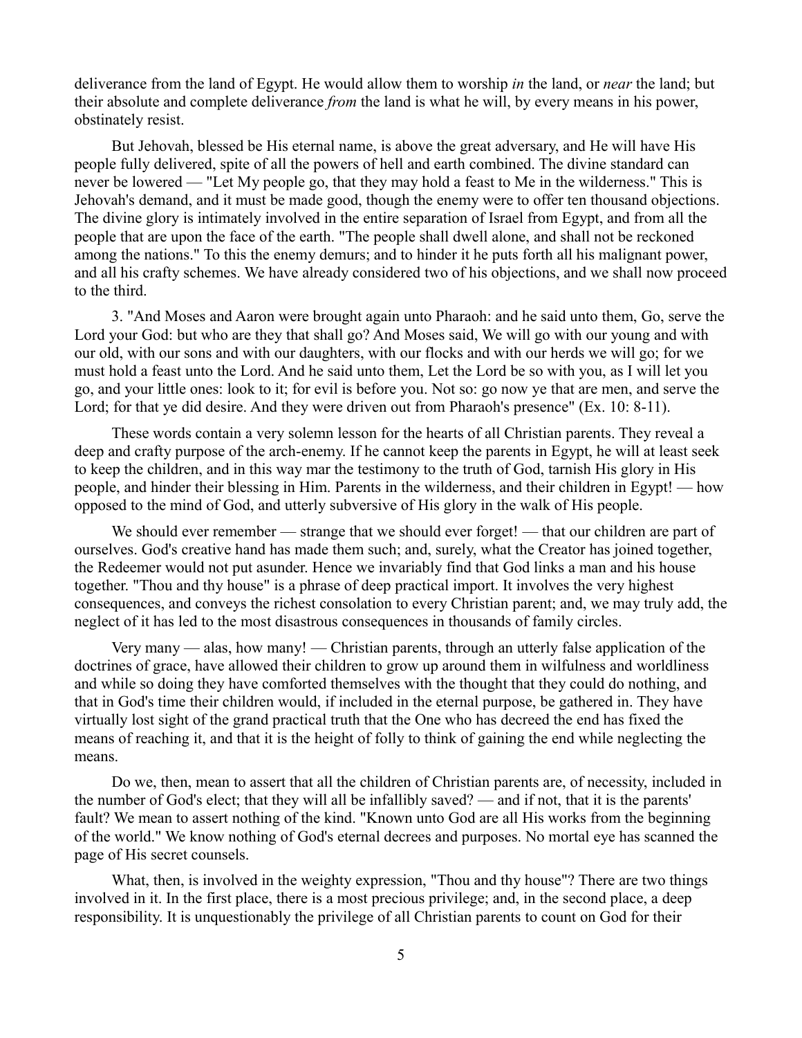deliverance from the land of Egypt. He would allow them to worship *in* the land, or *near* the land; but their absolute and complete deliverance *from* the land is what he will, by every means in his power, obstinately resist.

But Jehovah, blessed be His eternal name, is above the great adversary, and He will have His people fully delivered, spite of all the powers of hell and earth combined. The divine standard can never be lowered — "Let My people go, that they may hold a feast to Me in the wilderness." This is Jehovah's demand, and it must be made good, though the enemy were to offer ten thousand objections. The divine glory is intimately involved in the entire separation of Israel from Egypt, and from all the people that are upon the face of the earth. "The people shall dwell alone, and shall not be reckoned among the nations." To this the enemy demurs; and to hinder it he puts forth all his malignant power, and all his crafty schemes. We have already considered two of his objections, and we shall now proceed to the third.

3. "And Moses and Aaron were brought again unto Pharaoh: and he said unto them, Go, serve the Lord your God: but who are they that shall go? And Moses said, We will go with our young and with our old, with our sons and with our daughters, with our flocks and with our herds we will go; for we must hold a feast unto the Lord. And he said unto them, Let the Lord be so with you, as I will let you go, and your little ones: look to it; for evil is before you. Not so: go now ye that are men, and serve the Lord; for that ye did desire. And they were driven out from Pharaoh's presence" (Ex. 10: 8-11).

These words contain a very solemn lesson for the hearts of all Christian parents. They reveal a deep and crafty purpose of the arch-enemy. If he cannot keep the parents in Egypt, he will at least seek to keep the children, and in this way mar the testimony to the truth of God, tarnish His glory in His people, and hinder their blessing in Him. Parents in the wilderness, and their children in Egypt! — how opposed to the mind of God, and utterly subversive of His glory in the walk of His people.

We should ever remember — strange that we should ever forget! — that our children are part of ourselves. God's creative hand has made them such; and, surely, what the Creator has joined together, the Redeemer would not put asunder. Hence we invariably find that God links a man and his house together. "Thou and thy house" is a phrase of deep practical import. It involves the very highest consequences, and conveys the richest consolation to every Christian parent; and, we may truly add, the neglect of it has led to the most disastrous consequences in thousands of family circles.

Very many — alas, how many! — Christian parents, through an utterly false application of the doctrines of grace, have allowed their children to grow up around them in wilfulness and worldliness and while so doing they have comforted themselves with the thought that they could do nothing, and that in God's time their children would, if included in the eternal purpose, be gathered in. They have virtually lost sight of the grand practical truth that the One who has decreed the end has fixed the means of reaching it, and that it is the height of folly to think of gaining the end while neglecting the means.

Do we, then, mean to assert that all the children of Christian parents are, of necessity, included in the number of God's elect; that they will all be infallibly saved? — and if not, that it is the parents' fault? We mean to assert nothing of the kind. "Known unto God are all His works from the beginning of the world." We know nothing of God's eternal decrees and purposes. No mortal eye has scanned the page of His secret counsels.

What, then, is involved in the weighty expression, "Thou and thy house"? There are two things involved in it. In the first place, there is a most precious privilege; and, in the second place, a deep responsibility. It is unquestionably the privilege of all Christian parents to count on God for their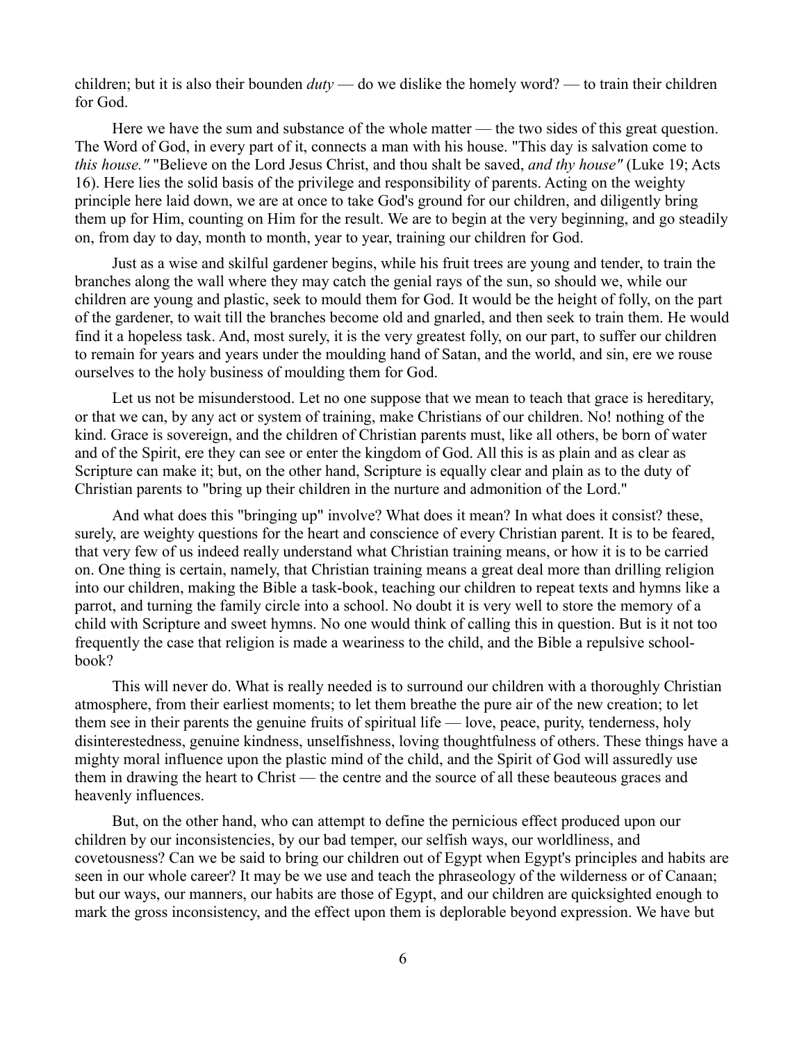children; but it is also their bounden *duty* — do we dislike the homely word? — to train their children for God.

Here we have the sum and substance of the whole matter — the two sides of this great question. The Word of God, in every part of it, connects a man with his house. "This day is salvation come to *this house."* "Believe on the Lord Jesus Christ, and thou shalt be saved, *and thy house"* (Luke 19; Acts 16). Here lies the solid basis of the privilege and responsibility of parents. Acting on the weighty principle here laid down, we are at once to take God's ground for our children, and diligently bring them up for Him, counting on Him for the result. We are to begin at the very beginning, and go steadily on, from day to day, month to month, year to year, training our children for God.

Just as a wise and skilful gardener begins, while his fruit trees are young and tender, to train the branches along the wall where they may catch the genial rays of the sun, so should we, while our children are young and plastic, seek to mould them for God. It would be the height of folly, on the part of the gardener, to wait till the branches become old and gnarled, and then seek to train them. He would find it a hopeless task. And, most surely, it is the very greatest folly, on our part, to suffer our children to remain for years and years under the moulding hand of Satan, and the world, and sin, ere we rouse ourselves to the holy business of moulding them for God.

Let us not be misunderstood. Let no one suppose that we mean to teach that grace is hereditary, or that we can, by any act or system of training, make Christians of our children. No! nothing of the kind. Grace is sovereign, and the children of Christian parents must, like all others, be born of water and of the Spirit, ere they can see or enter the kingdom of God. All this is as plain and as clear as Scripture can make it; but, on the other hand, Scripture is equally clear and plain as to the duty of Christian parents to "bring up their children in the nurture and admonition of the Lord."

And what does this "bringing up" involve? What does it mean? In what does it consist? these, surely, are weighty questions for the heart and conscience of every Christian parent. It is to be feared, that very few of us indeed really understand what Christian training means, or how it is to be carried on. One thing is certain, namely, that Christian training means a great deal more than drilling religion into our children, making the Bible a task-book, teaching our children to repeat texts and hymns like a parrot, and turning the family circle into a school. No doubt it is very well to store the memory of a child with Scripture and sweet hymns. No one would think of calling this in question. But is it not too frequently the case that religion is made a weariness to the child, and the Bible a repulsive school-book?

This will never do. What is really needed is to surround our children with a thoroughly Christian atmosphere, from their earliest moments; to let them breathe the pure air of the new creation; to let them see in their parents the genuine fruits of spiritual life — love, peace, purity, tenderness, holy disinterestedness, genuine kindness, unselfishness, loving thoughtfulness of others. These things have a mighty moral influence upon the plastic mind of the child, and the Spirit of God will assuredly use them in drawing the heart to Christ — the centre and the source of all these beauteous graces and heavenly influences.

But, on the other hand, who can attempt to define the pernicious effect produced upon our children by our inconsistencies, by our bad temper, our selfish ways, our worldliness, and covetousness? Can we be said to bring our children out of Egypt when Egypt's principles and habits are seen in our whole career? It may be we use and teach the phraseology of the wilderness or of Canaan; but our ways, our manners, our habits are those of Egypt, and our children are quicksighted enough to mark the gross inconsistency, and the effect upon them is deplorable beyond expression. We have but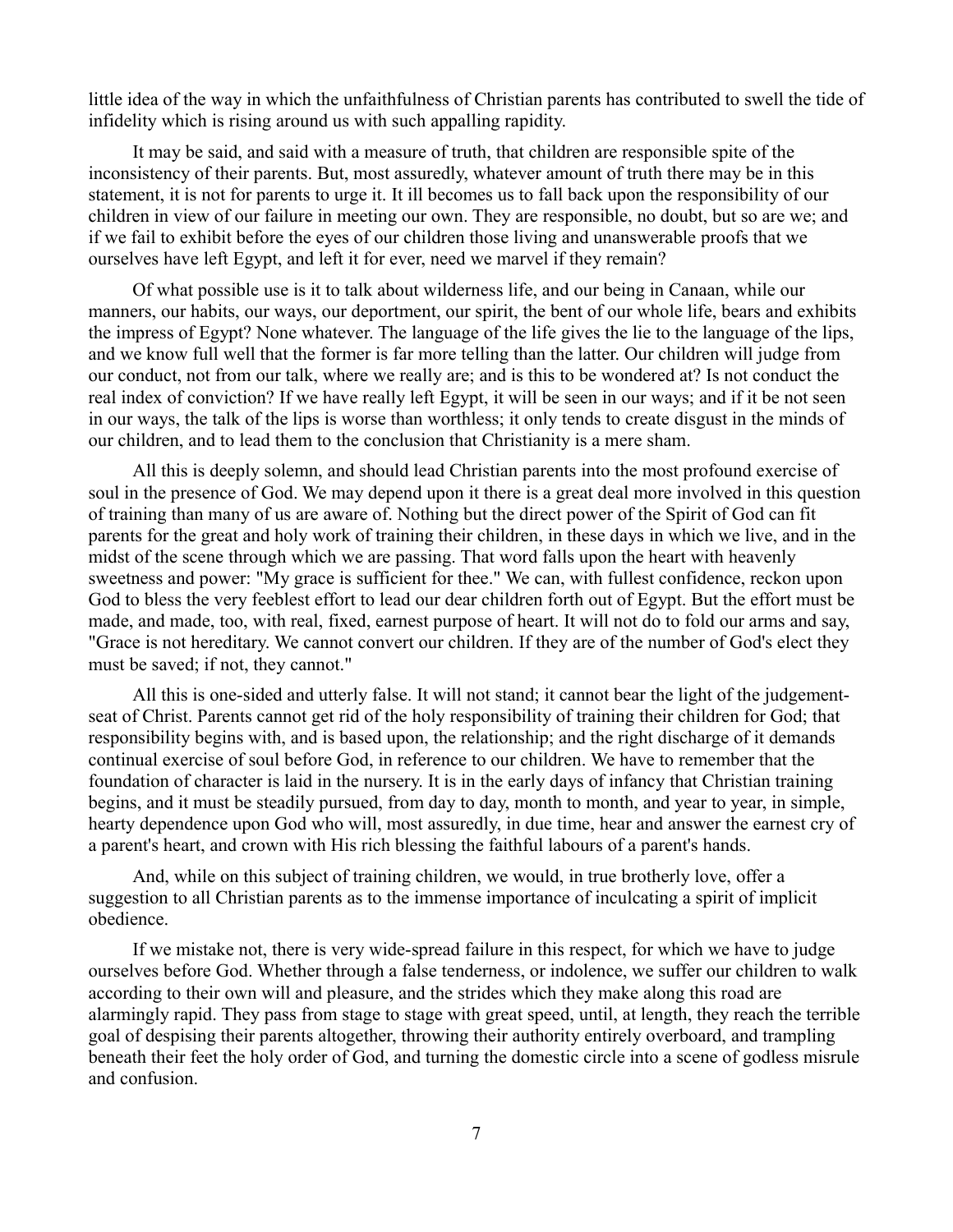little idea of the way in which the unfaithfulness of Christian parents has contributed to swell the tide of infidelity which is rising around us with such appalling rapidity.

It may be said, and said with a measure of truth, that children are responsible spite of the inconsistency of their parents. But, most assuredly, whatever amount of truth there may be in this statement, it is not for parents to urge it. It ill becomes us to fall back upon the responsibility of our children in view of our failure in meeting our own. They are responsible, no doubt, but so are we; and if we fail to exhibit before the eyes of our children those living and unanswerable proofs that we ourselves have left Egypt, and left it for ever, need we marvel if they remain?

Of what possible use is it to talk about wilderness life, and our being in Canaan, while our manners, our habits, our ways, our deportment, our spirit, the bent of our whole life, bears and exhibits the impress of Egypt? None whatever. The language of the life gives the lie to the language of the lips, and we know full well that the former is far more telling than the latter. Our children will judge from our conduct, not from our talk, where we really are; and is this to be wondered at? Is not conduct the real index of conviction? If we have really left Egypt, it will be seen in our ways; and if it be not seen in our ways, the talk of the lips is worse than worthless; it only tends to create disgust in the minds of our children, and to lead them to the conclusion that Christianity is a mere sham.

All this is deeply solemn, and should lead Christian parents into the most profound exercise of soul in the presence of God. We may depend upon it there is a great deal more involved in this question of training than many of us are aware of. Nothing but the direct power of the Spirit of God can fit parents for the great and holy work of training their children, in these days in which we live, and in the midst of the scene through which we are passing. That word falls upon the heart with heavenly sweetness and power: "My grace is sufficient for thee." We can, with fullest confidence, reckon upon God to bless the very feeblest effort to lead our dear children forth out of Egypt. But the effort must be made, and made, too, with real, fixed, earnest purpose of heart. It will not do to fold our arms and say, "Grace is not hereditary. We cannot convert our children. If they are of the number of God's elect they must be saved; if not, they cannot."

All this is one-sided and utterly false. It will not stand; it cannot bear the light of the judgement-seat of Christ. Parents cannot get rid of the holy responsibility of training their children for God; that responsibility begins with, and is based upon, the relationship; and the right discharge of it demands continual exercise of soul before God, in reference to our children. We have to remember that the foundation of character is laid in the nursery. It is in the early days of infancy that Christian training begins, and it must be steadily pursued, from day to day, month to month, and year to year, in simple, hearty dependence upon God who will, most assuredly, in due time, hear and answer the earnest cry of a parent's heart, and crown with His rich blessing the faithful labours of a parent's hands.

And, while on this subject of training children, we would, in true brotherly love, offer a suggestion to all Christian parents as to the immense importance of inculcating a spirit of implicit obedience.

If we mistake not, there is very wide-spread failure in this respect, for which we have to judge ourselves before God. Whether through a false tenderness, or indolence, we suffer our children to walk according to their own will and pleasure, and the strides which they make along this road are alarmingly rapid. They pass from stage to stage with great speed, until, at length, they reach the terrible goal of despising their parents altogether, throwing their authority entirely overboard, and trampling beneath their feet the holy order of God, and turning the domestic circle into a scene of godless misrule and confusion.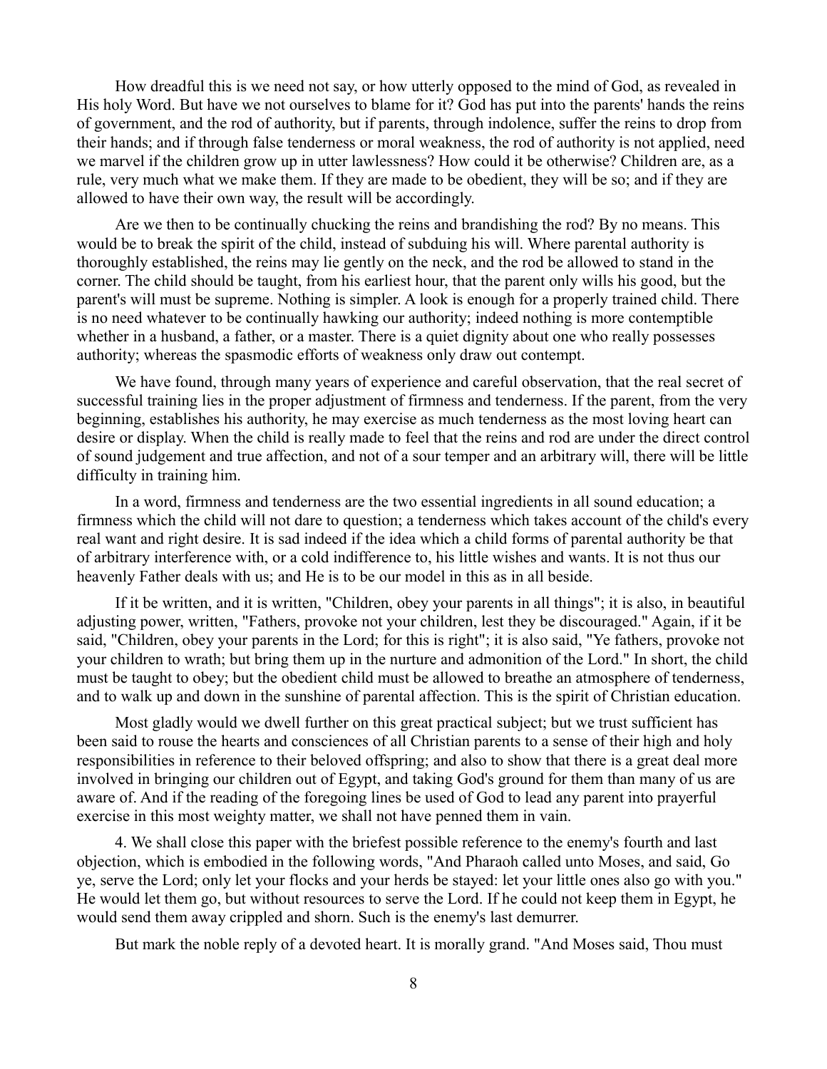How dreadful this is we need not say, or how utterly opposed to the mind of God, as revealed in His holy Word. But have we not ourselves to blame for it? God has put into the parents' hands the reins of government, and the rod of authority, but if parents, through indolence, suffer the reins to drop from their hands; and if through false tenderness or moral weakness, the rod of authority is not applied, need we marvel if the children grow up in utter lawlessness? How could it be otherwise? Children are, as a rule, very much what we make them. If they are made to be obedient, they will be so; and if they are allowed to have their own way, the result will be accordingly.

Are we then to be continually chucking the reins and brandishing the rod? By no means. This would be to break the spirit of the child, instead of subduing his will. Where parental authority is thoroughly established, the reins may lie gently on the neck, and the rod be allowed to stand in the corner. The child should be taught, from his earliest hour, that the parent only wills his good, but the parent's will must be supreme. Nothing is simpler. A look is enough for a properly trained child. There is no need whatever to be continually hawking our authority; indeed nothing is more contemptible whether in a husband, a father, or a master. There is a quiet dignity about one who really possesses authority; whereas the spasmodic efforts of weakness only draw out contempt.

We have found, through many years of experience and careful observation, that the real secret of successful training lies in the proper adjustment of firmness and tenderness. If the parent, from the very beginning, establishes his authority, he may exercise as much tenderness as the most loving heart can desire or display. When the child is really made to feel that the reins and rod are under the direct control of sound judgement and true affection, and not of a sour temper and an arbitrary will, there will be little difficulty in training him.

In a word, firmness and tenderness are the two essential ingredients in all sound education; a firmness which the child will not dare to question; a tenderness which takes account of the child's every real want and right desire. It is sad indeed if the idea which a child forms of parental authority be that of arbitrary interference with, or a cold indifference to, his little wishes and wants. It is not thus our heavenly Father deals with us; and He is to be our model in this as in all beside.

If it be written, and it is written, "Children, obey your parents in all things"; it is also, in beautiful adjusting power, written, "Fathers, provoke not your children, lest they be discouraged." Again, if it be said, "Children, obey your parents in the Lord; for this is right"; it is also said, "Ye fathers, provoke not your children to wrath; but bring them up in the nurture and admonition of the Lord." In short, the child must be taught to obey; but the obedient child must be allowed to breathe an atmosphere of tenderness, and to walk up and down in the sunshine of parental affection. This is the spirit of Christian education.

Most gladly would we dwell further on this great practical subject; but we trust sufficient has been said to rouse the hearts and consciences of all Christian parents to a sense of their high and holy responsibilities in reference to their beloved offspring; and also to show that there is a great deal more involved in bringing our children out of Egypt, and taking God's ground for them than many of us are aware of. And if the reading of the foregoing lines be used of God to lead any parent into prayerful exercise in this most weighty matter, we shall not have penned them in vain.

4. We shall close this paper with the briefest possible reference to the enemy's fourth and last objection, which is embodied in the following words, "And Pharaoh called unto Moses, and said, Go ye, serve the Lord; only let your flocks and your herds be stayed: let your little ones also go with you." He would let them go, but without resources to serve the Lord. If he could not keep them in Egypt, he would send them away crippled and shorn. Such is the enemy's last demurrer.

But mark the noble reply of a devoted heart. It is morally grand. "And Moses said, Thou must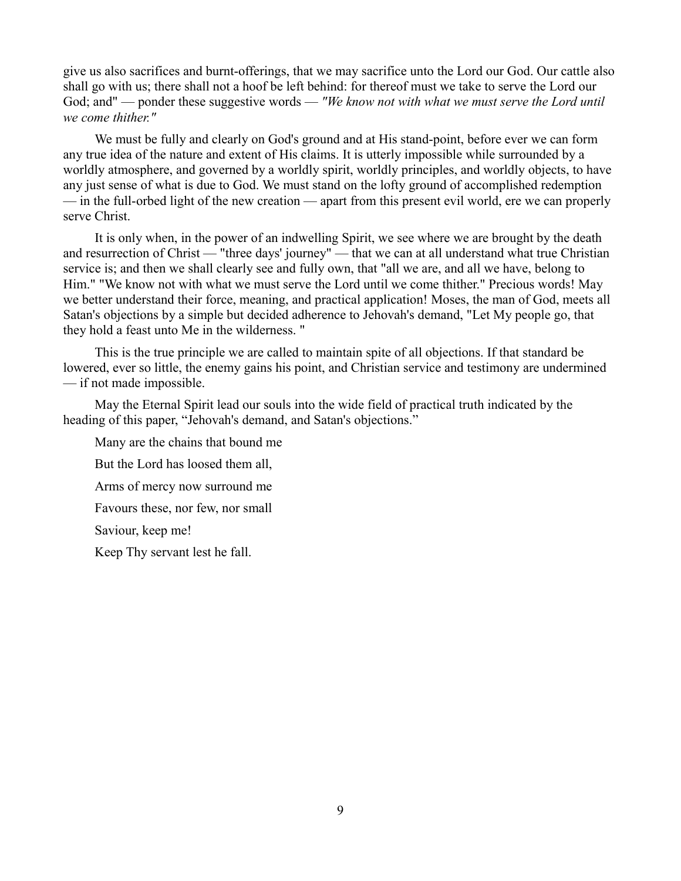give us also sacrifices and burnt-offerings, that we may sacrifice unto the Lord our God. Our cattle also shall go with us; there shall not a hoof be left behind: for thereof must we take to serve the Lord our God; and" — ponder these suggestive words — *"We know not with what we must serve the Lord until we come thither."*

We must be fully and clearly on God's ground and at His stand-point, before ever we can form any true idea of the nature and extent of His claims. It is utterly impossible while surrounded by a worldly atmosphere, and governed by a worldly spirit, worldly principles, and worldly objects, to have any just sense of what is due to God. We must stand on the lofty ground of accomplished redemption — in the full-orbed light of the new creation — apart from this present evil world, ere we can properly serve Christ.

It is only when, in the power of an indwelling Spirit, we see where we are brought by the death and resurrection of Christ — "three days' journey" — that we can at all understand what true Christian service is; and then we shall clearly see and fully own, that "all we are, and all we have, belong to Him." "We know not with what we must serve the Lord until we come thither." Precious words! May we better understand their force, meaning, and practical application! Moses, the man of God, meets all Satan's objections by a simple but decided adherence to Jehovah's demand, "Let My people go, that they hold a feast unto Me in the wilderness. "

This is the true principle we are called to maintain spite of all objections. If that standard be lowered, ever so little, the enemy gains his point, and Christian service and testimony are undermined — if not made impossible.

May the Eternal Spirit lead our souls into the wide field of practical truth indicated by the heading of this paper, "Jehovah's demand, and Satan's objections."

Many are the chains that bound me

But the Lord has loosed them all,

Arms of mercy now surround me

Favours these, nor few, nor small

Saviour, keep me!

Keep Thy servant lest he fall.